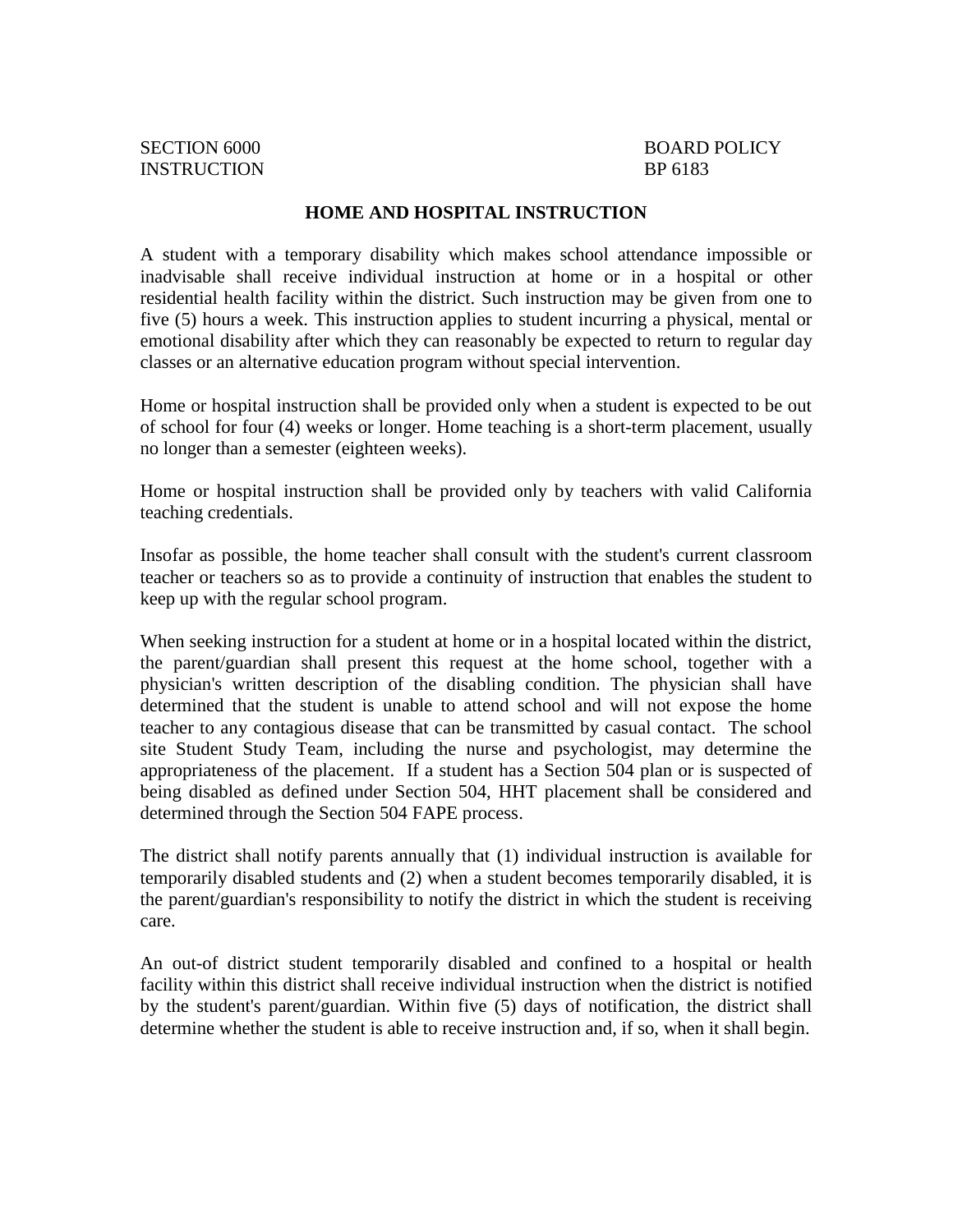SECTION 6000 BOARD POLICY
INSTRUCTION BP 6183

# HOME AND HOSPITAL INSTRUCTION

A student with a temporary disability which makes school attendance impossible or inadvisable shall receive individual instruction at home or in a hospital or other residential health facility within the district. Such instruction may be given from one to five (5) hours a week. This instruction applies to student incurring a physical, mental or emotional disability after which they can reasonably be expected to return to regular day classes or an alternative education program without special intervention.

Home or hospital instruction shall be provided only when a student is expected to be out of school for four (4) weeks or longer. Home teaching is a short-term placement, usually no longer than a semester (eighteen weeks).

Home or hospital instruction shall be provided only by teachers with valid California teaching credentials.

Insofar as possible, the home teacher shall consult with the student's current classroom teacher or teachers so as to provide a continuity of instruction that enables the student to keep up with the regular school program.

When seeking instruction for a student at home or in a hospital located within the district, the parent/guardian shall present this request at the home school, together with a physician's written description of the disabling condition. The physician shall have determined that the student is unable to attend school and will not expose the home teacher to any contagious disease that can be transmitted by casual contact. The school site Student Study Team, including the nurse and psychologist, may determine the appropriateness of the placement. If a student has a Section 504 plan or is suspected of being disabled as defined under Section 504, HHT placement shall be considered and determined through the Section 504 FAPE process.

The district shall notify parents annually that (1) individual instruction is available for temporarily disabled students and (2) when a student becomes temporarily disabled, it is the parent/guardian's responsibility to notify the district in which the student is receiving care.

An out-of district student temporarily disabled and confined to a hospital or health facility within this district shall receive individual instruction when the district is notified by the student's parent/guardian. Within five (5) days of notification, the district shall determine whether the student is able to receive instruction and, if so, when it shall begin.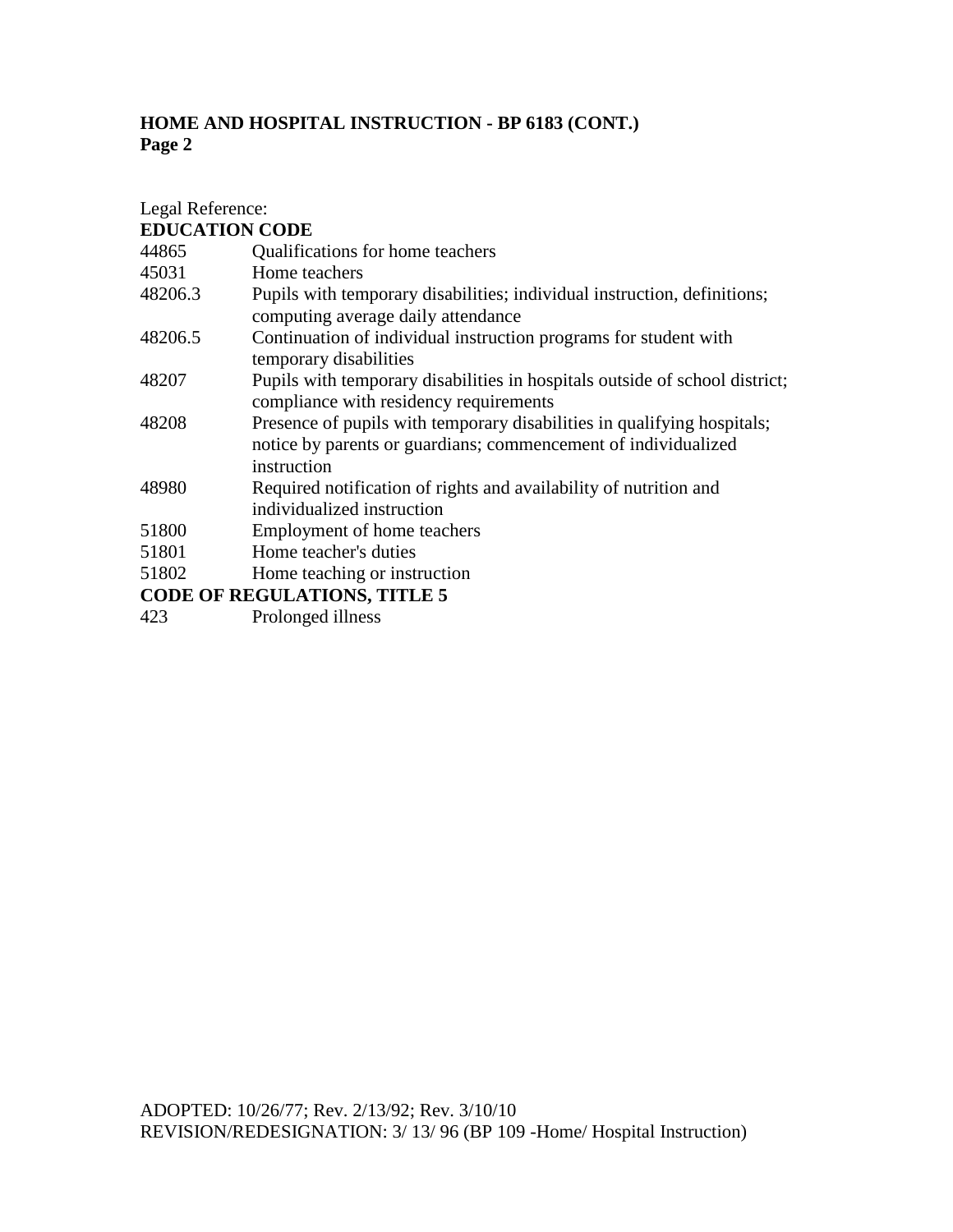Legal Reference:

**EDUCATION CODE**

| | |
|---|---|
| 44865 | Qualifications for home teachers |
| 45031 | Home teachers |
| 48206.3 | Pupils with temporary disabilities; individual instruction, definitions; computing average daily attendance |
| 48206.5 | Continuation of individual instruction programs for student with temporary disabilities |
| 48207 | Pupils with temporary disabilities in hospitals outside of school district; compliance with residency requirements |
| 48208 | Presence of pupils with temporary disabilities in qualifying hospitals; notice by parents or guardians; commencement of individualized instruction |
| 48980 | Required notification of rights and availability of nutrition and individualized instruction |
| 51800 | Employment of home teachers |
| 51801 | Home teacher's duties |
| 51802 | Home teaching or instruction |

**CODE OF REGULATIONS, TITLE 5**

| | |
|---|---|
| 423 | Prolonged illness |

ADOPTED: 10/26/77; Rev. 2/13/92; Rev. 3/10/10
REVISION/REDESIGNATION: 3/ 13/ 96 (BP 109 -Home/ Hospital Instruction)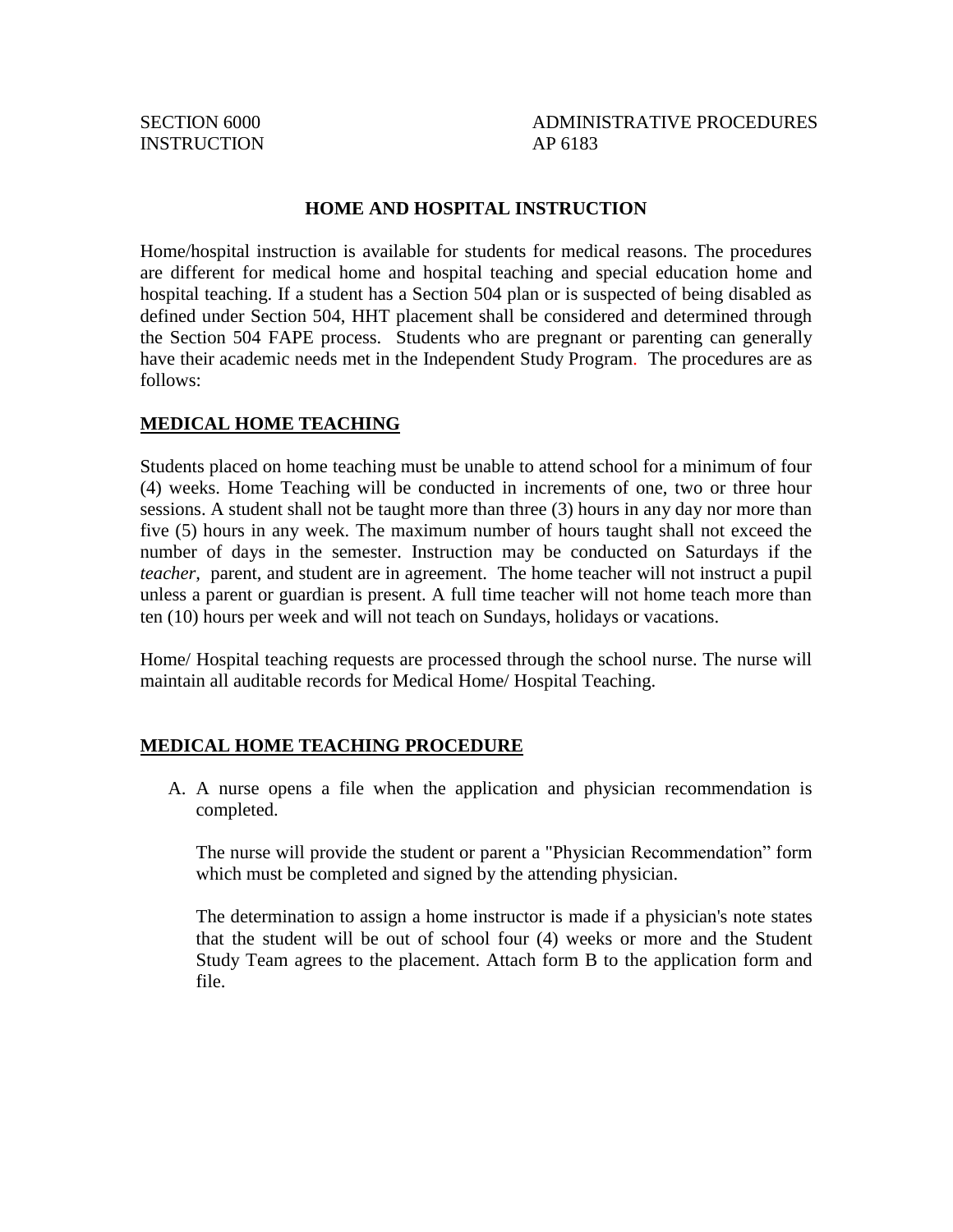SECTION 6000 INSTRUCTION

ADMINISTRATIVE PROCEDURES AP 6183

## HOME AND HOSPITAL INSTRUCTION

Home/hospital instruction is available for students for medical reasons. The procedures are different for medical home and hospital teaching and special education home and hospital teaching. If a student has a Section 504 plan or is suspected of being disabled as defined under Section 504, HHT placement shall be considered and determined through the Section 504 FAPE process. Students who are pregnant or parenting can generally have their academic needs met in the Independent Study Program. The procedures are as follows:

### MEDICAL HOME TEACHING

Students placed on home teaching must be unable to attend school for a minimum of four (4) weeks. Home Teaching will be conducted in increments of one, two or three hour sessions. A student shall not be taught more than three (3) hours in any day nor more than five (5) hours in any week. The maximum number of hours taught shall not exceed the number of days in the semester. Instruction may be conducted on Saturdays if the *teacher*, parent, and student are in agreement. The home teacher will not instruct a pupil unless a parent or guardian is present. A full time teacher will not home teach more than ten (10) hours per week and will not teach on Sundays, holidays or vacations.

Home/ Hospital teaching requests are processed through the school nurse. The nurse will maintain all auditable records for Medical Home/ Hospital Teaching.

### MEDICAL HOME TEACHING PROCEDURE

A. A nurse opens a file when the application and physician recommendation is completed.

   The nurse will provide the student or parent a "Physician Recommendation" form which must be completed and signed by the attending physician.

   The determination to assign a home instructor is made if a physician's note states that the student will be out of school four (4) weeks or more and the Student Study Team agrees to the placement. Attach form B to the application form and file.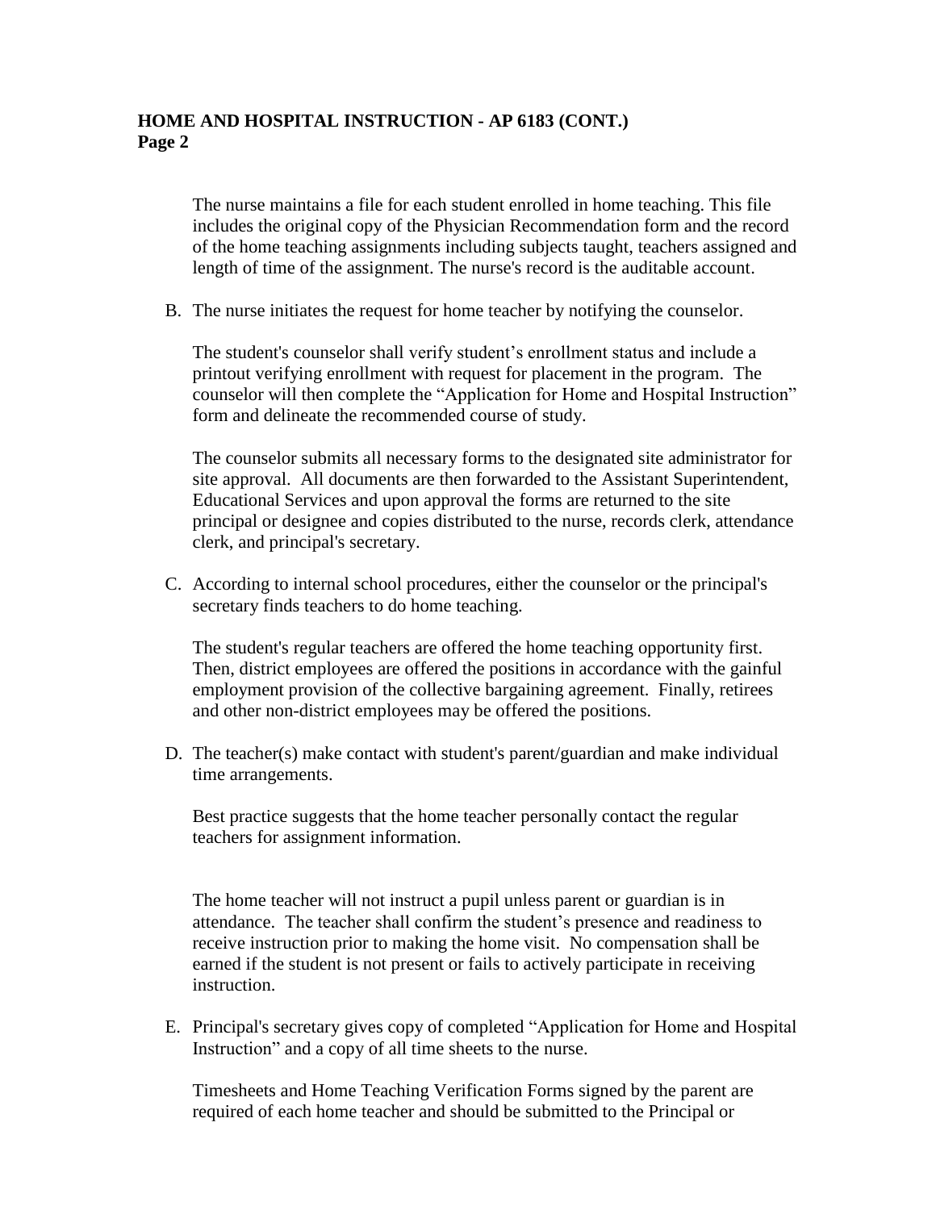The nurse maintains a file for each student enrolled in home teaching. This file includes the original copy of the Physician Recommendation form and the record of the home teaching assignments including subjects taught, teachers assigned and length of time of the assignment. The nurse's record is the auditable account.

B. The nurse initiates the request for home teacher by notifying the counselor.

   The student's counselor shall verify student's enrollment status and include a printout verifying enrollment with request for placement in the program. The counselor will then complete the "Application for Home and Hospital Instruction" form and delineate the recommended course of study.

   The counselor submits all necessary forms to the designated site administrator for site approval. All documents are then forwarded to the Assistant Superintendent, Educational Services and upon approval the forms are returned to the site principal or designee and copies distributed to the nurse, records clerk, attendance clerk, and principal's secretary.

C. According to internal school procedures, either the counselor or the principal's secretary finds teachers to do home teaching.

   The student's regular teachers are offered the home teaching opportunity first. Then, district employees are offered the positions in accordance with the gainful employment provision of the collective bargaining agreement. Finally, retirees and other non-district employees may be offered the positions.

D. The teacher(s) make contact with student's parent/guardian and make individual time arrangements.

   Best practice suggests that the home teacher personally contact the regular teachers for assignment information.

   The home teacher will not instruct a pupil unless parent or guardian is in attendance. The teacher shall confirm the student's presence and readiness to receive instruction prior to making the home visit. No compensation shall be earned if the student is not present or fails to actively participate in receiving instruction.

E. Principal's secretary gives copy of completed "Application for Home and Hospital Instruction" and a copy of all time sheets to the nurse.

   Timesheets and Home Teaching Verification Forms signed by the parent are required of each home teacher and should be submitted to the Principal or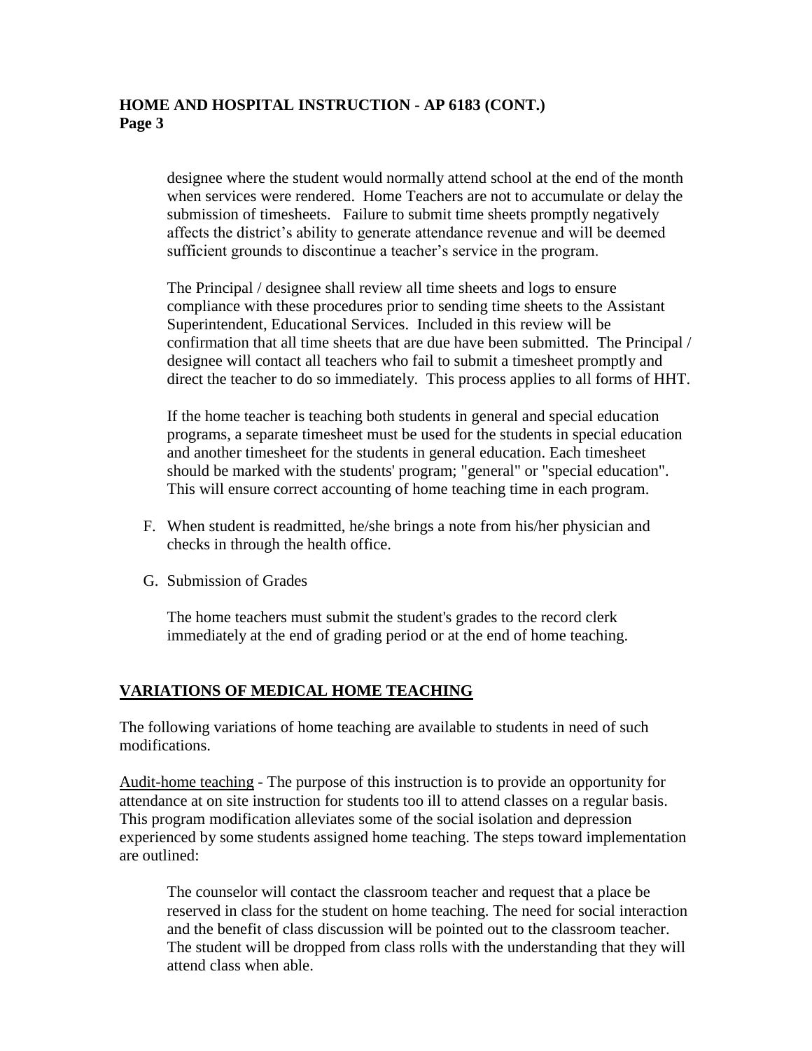designee where the student would normally attend school at the end of the month when services were rendered. Home Teachers are not to accumulate or delay the submission of timesheets. Failure to submit time sheets promptly negatively affects the district's ability to generate attendance revenue and will be deemed sufficient grounds to discontinue a teacher's service in the program.

The Principal / designee shall review all time sheets and logs to ensure compliance with these procedures prior to sending time sheets to the Assistant Superintendent, Educational Services. Included in this review will be confirmation that all time sheets that are due have been submitted. The Principal / designee will contact all teachers who fail to submit a timesheet promptly and direct the teacher to do so immediately. This process applies to all forms of HHT.

If the home teacher is teaching both students in general and special education programs, a separate timesheet must be used for the students in special education and another timesheet for the students in general education. Each timesheet should be marked with the students' program; "general" or "special education". This will ensure correct accounting of home teaching time in each program.

F. When student is readmitted, he/she brings a note from his/her physician and checks in through the health office.

G. Submission of Grades

   The home teachers must submit the student's grades to the record clerk immediately at the end of grading period or at the end of home teaching.

## VARIATIONS OF MEDICAL HOME TEACHING

The following variations of home teaching are available to students in need of such modifications.

Audit-home teaching - The purpose of this instruction is to provide an opportunity for attendance at on site instruction for students too ill to attend classes on a regular basis. This program modification alleviates some of the social isolation and depression experienced by some students assigned home teaching. The steps toward implementation are outlined:

The counselor will contact the classroom teacher and request that a place be reserved in class for the student on home teaching. The need for social interaction and the benefit of class discussion will be pointed out to the classroom teacher. The student will be dropped from class rolls with the understanding that they will attend class when able.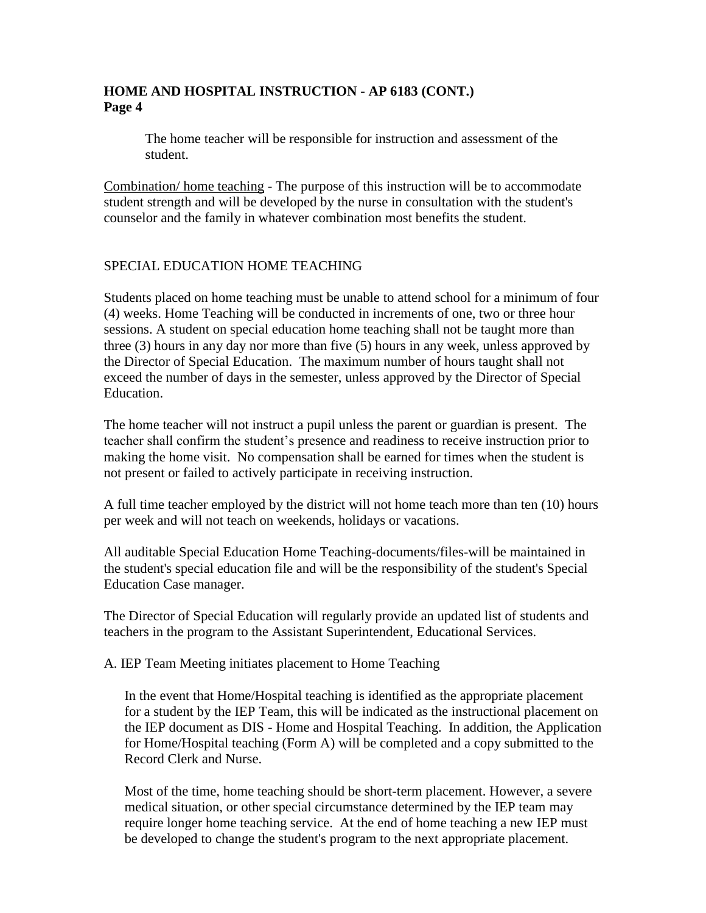The home teacher will be responsible for instruction and assessment of the student.

Combination/ home teaching - The purpose of this instruction will be to accommodate student strength and will be developed by the nurse in consultation with the student's counselor and the family in whatever combination most benefits the student.

SPECIAL EDUCATION HOME TEACHING

Students placed on home teaching must be unable to attend school for a minimum of four (4) weeks. Home Teaching will be conducted in increments of one, two or three hour sessions. A student on special education home teaching shall not be taught more than three (3) hours in any day nor more than five (5) hours in any week, unless approved by the Director of Special Education. The maximum number of hours taught shall not exceed the number of days in the semester, unless approved by the Director of Special Education.

The home teacher will not instruct a pupil unless the parent or guardian is present. The teacher shall confirm the student's presence and readiness to receive instruction prior to making the home visit. No compensation shall be earned for times when the student is not present or failed to actively participate in receiving instruction.

A full time teacher employed by the district will not home teach more than ten (10) hours per week and will not teach on weekends, holidays or vacations.

All auditable Special Education Home Teaching-documents/files-will be maintained in the student's special education file and will be the responsibility of the student's Special Education Case manager.

The Director of Special Education will regularly provide an updated list of students and teachers in the program to the Assistant Superintendent, Educational Services.

A. IEP Team Meeting initiates placement to Home Teaching

In the event that Home/Hospital teaching is identified as the appropriate placement for a student by the IEP Team, this will be indicated as the instructional placement on the IEP document as DIS - Home and Hospital Teaching. In addition, the Application for Home/Hospital teaching (Form A) will be completed and a copy submitted to the Record Clerk and Nurse.

Most of the time, home teaching should be short-term placement. However, a severe medical situation, or other special circumstance determined by the IEP team may require longer home teaching service. At the end of home teaching a new IEP must be developed to change the student's program to the next appropriate placement.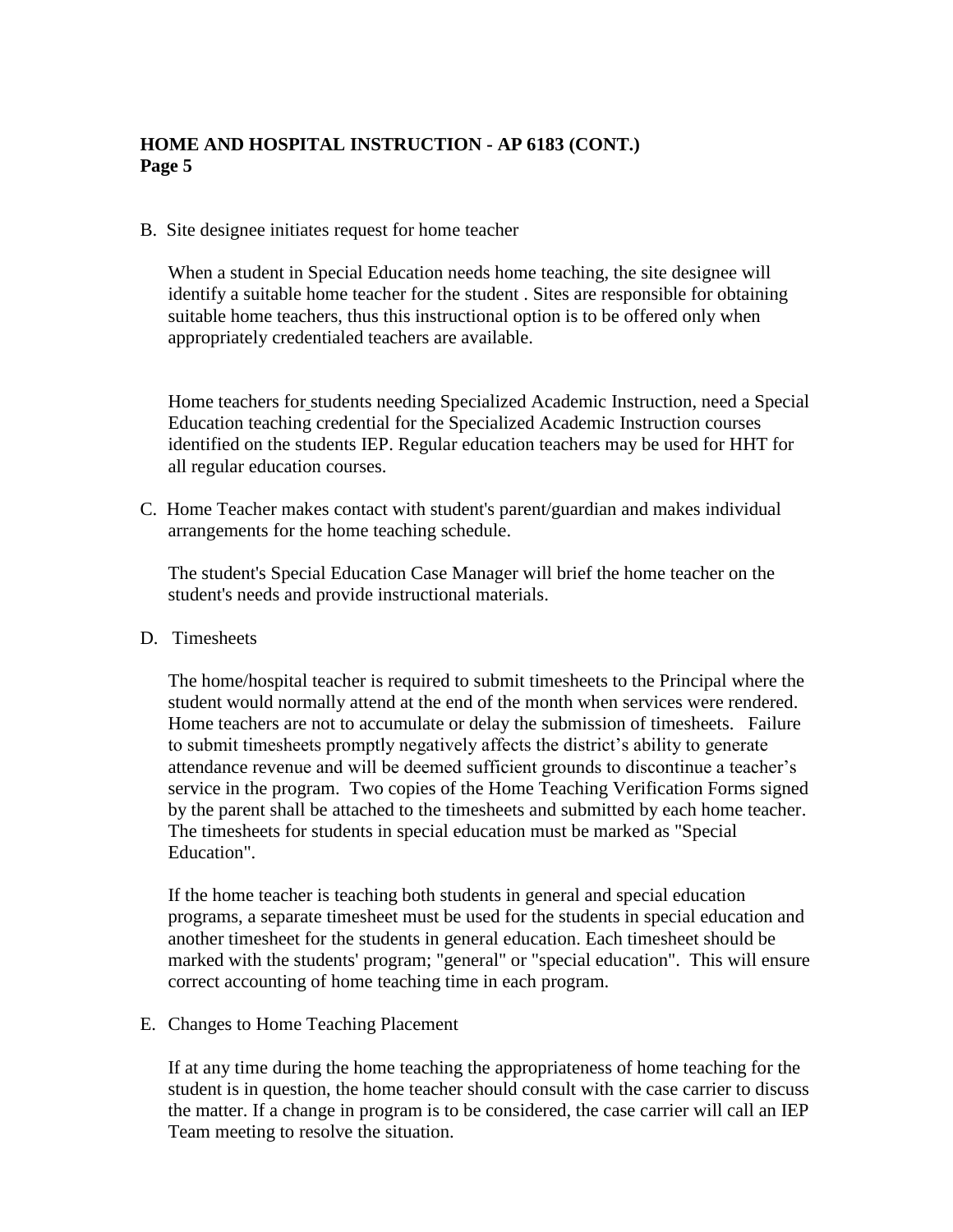B. Site designee initiates request for home teacher

When a student in Special Education needs home teaching, the site designee will identify a suitable home teacher for the student . Sites are responsible for obtaining suitable home teachers, thus this instructional option is to be offered only when appropriately credentialed teachers are available.

Home teachers for students needing Specialized Academic Instruction, need a Special Education teaching credential for the Specialized Academic Instruction courses identified on the students IEP. Regular education teachers may be used for HHT for all regular education courses.

C. Home Teacher makes contact with student's parent/guardian and makes individual arrangements for the home teaching schedule.

The student's Special Education Case Manager will brief the home teacher on the student's needs and provide instructional materials.

D. Timesheets

The home/hospital teacher is required to submit timesheets to the Principal where the student would normally attend at the end of the month when services were rendered. Home teachers are not to accumulate or delay the submission of timesheets. Failure to submit timesheets promptly negatively affects the district's ability to generate attendance revenue and will be deemed sufficient grounds to discontinue a teacher's service in the program. Two copies of the Home Teaching Verification Forms signed by the parent shall be attached to the timesheets and submitted by each home teacher. The timesheets for students in special education must be marked as "Special Education".

If the home teacher is teaching both students in general and special education programs, a separate timesheet must be used for the students in special education and another timesheet for the students in general education. Each timesheet should be marked with the students' program; "general" or "special education". This will ensure correct accounting of home teaching time in each program.

E. Changes to Home Teaching Placement

If at any time during the home teaching the appropriateness of home teaching for the student is in question, the home teacher should consult with the case carrier to discuss the matter. If a change in program is to be considered, the case carrier will call an IEP Team meeting to resolve the situation.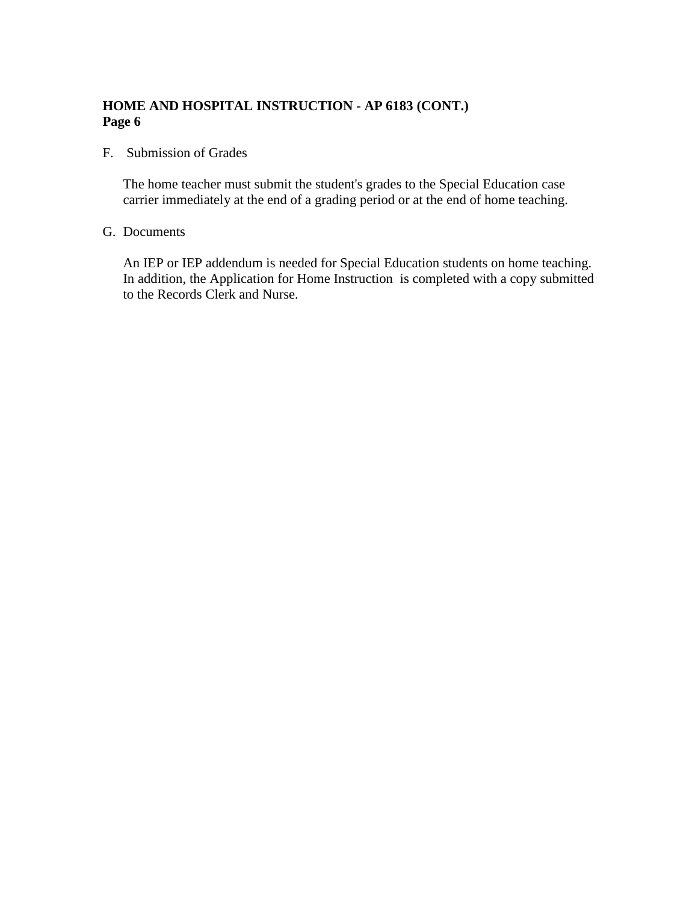F. Submission of Grades

The home teacher must submit the student's grades to the Special Education case carrier immediately at the end of a grading period or at the end of home teaching.

G. Documents

An IEP or IEP addendum is needed for Special Education students on home teaching. In addition, the Application for Home Instruction is completed with a copy submitted to the Records Clerk and Nurse.